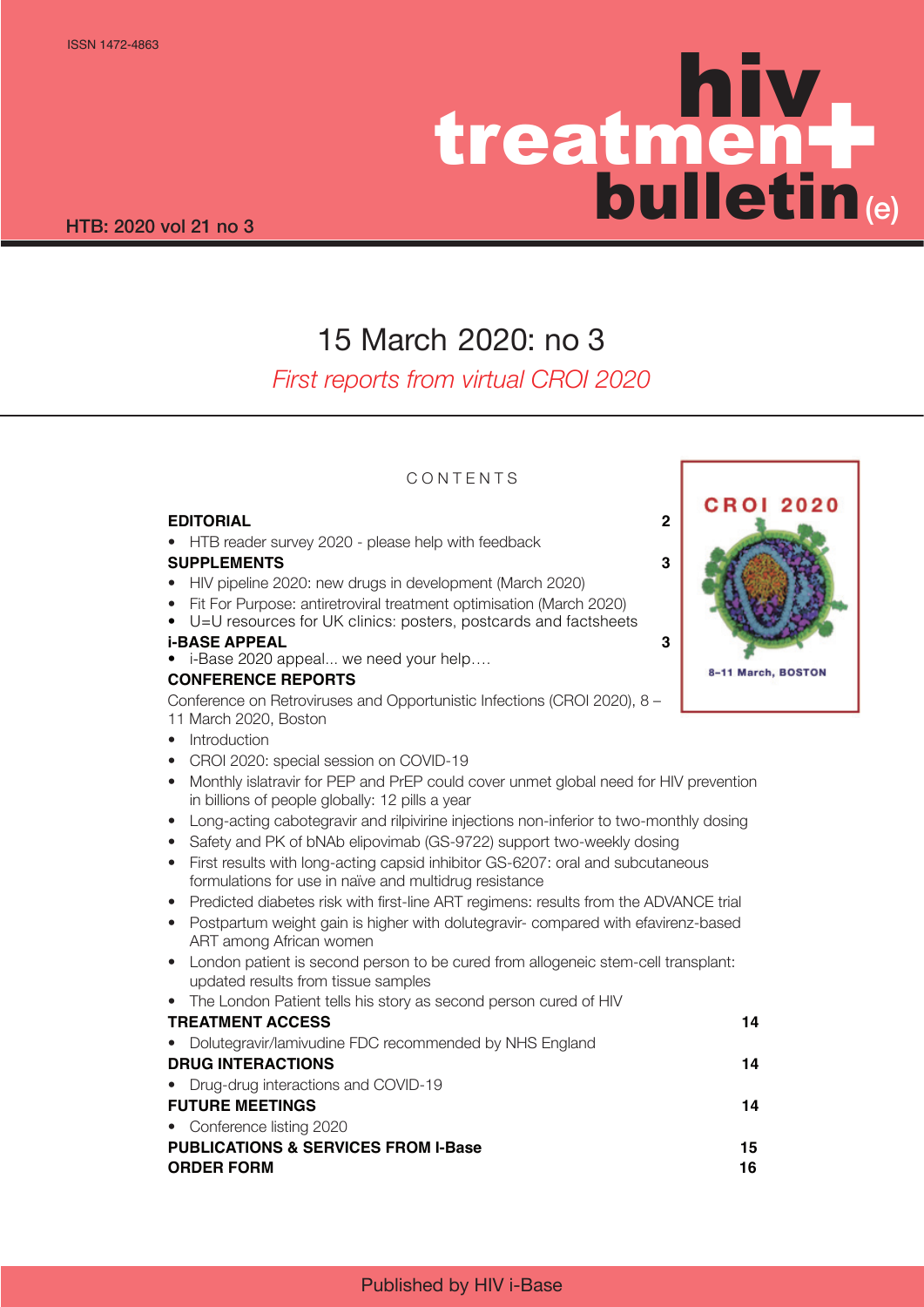ISSN 1472-4863

# hiv treatment bulletin(e)

HTB: 2020 vol 21 no 3

## 15 March 2020: no 3

*First reports from virtual CROI 2020*

CONTENTS

CROI 2020

8–11 March, BOSTON

**EDITORIAL** 2

- HTB reader survey 2020 - please help with feedback

**SUPPLEMENTS** 3

- HIV pipeline 2020: new drugs in development (March 2020)
- Fit For Purpose: antiretroviral treatment optimisation (March 2020)
- U=U resources for UK clinics: posters, postcards and factsheets

**i-BASE APPEAL** 3

- i-Base 2020 appeal... we need your help….

**CONFERENCE REPORTS**

Conference on Retroviruses and Opportunistic Infections (CROI 2020), 8 – 11 March 2020, Boston

- Introduction
- CROI 2020: special session on COVID-19
- Monthly islatravir for PEP and PrEP could cover unmet global need for HIV prevention in billions of people globally: 12 pills a year
- Long-acting cabotegravir and rilpivirine injections non-inferior to two-monthly dosing
- Safety and PK of bNAb elipovimab (GS-9722) support two-weekly dosing
- First results with long-acting capsid inhibitor GS-6207: oral and subcutaneous formulations for use in naïve and multidrug resistance
- Predicted diabetes risk with first-line ART regimens: results from the ADVANCE trial
- Postpartum weight gain is higher with dolutegravir- compared with efavirenz-based ART among African women
- London patient is second person to be cured from allogeneic stem-cell transplant: updated results from tissue samples
- The London Patient tells his story as second person cured of HIV

**TREATMENT ACCESS** 14

- Dolutegravir/lamivudine FDC recommended by NHS England

**DRUG INTERACTIONS** 14

- Drug-drug interactions and COVID-19

**FUTURE MEETINGS** 14

- Conference listing 2020

**PUBLICATIONS & SERVICES FROM I-Base** 15

**ORDER FORM** 16

Published by HIV i-Base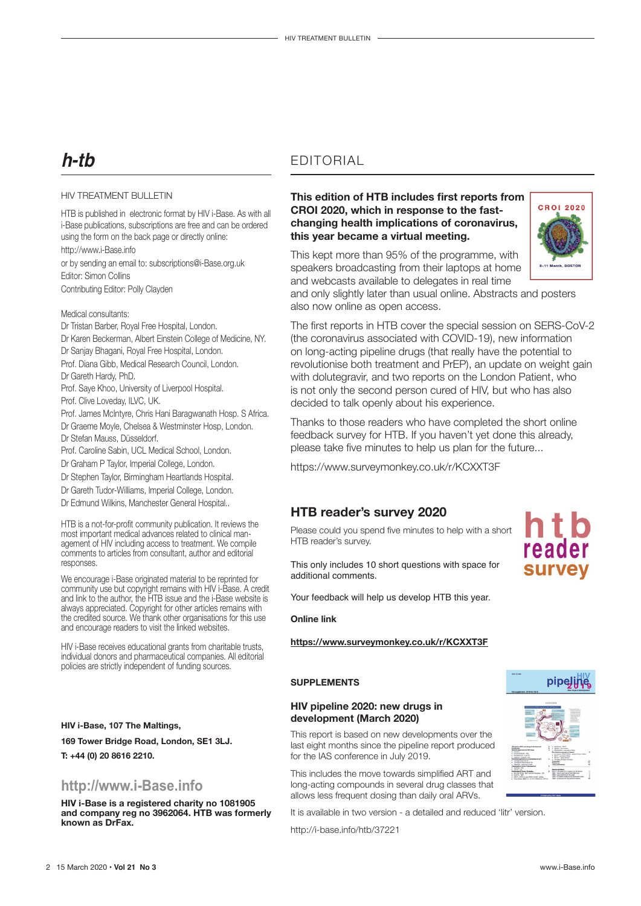# h-tb

HIV TREATMENT BULLETIN

HTB is published in electronic format by HIV i-Base. As with all i-Base publications, subscriptions are free and can be ordered using the form on the back page or directly online:

http://www.i-Base.info

or by sending an email to: subscriptions@i-Base.org.uk

Editor: Simon Collins

Contributing Editor: Polly Clayden

Medical consultants:

Dr Tristan Barber, Royal Free Hospital, London.
Dr Karen Beckerman, Albert Einstein College of Medicine, NY.
Dr Sanjay Bhagani, Royal Free Hospital, London.
Prof. Diana Gibb, Medical Research Council, London.
Dr Gareth Hardy, PhD.
Prof. Saye Khoo, University of Liverpool Hospital.
Prof. Clive Loveday, ILVC, UK.
Prof. James McIntyre, Chris Hani Baragwanath Hosp. S Africa.
Dr Graeme Moyle, Chelsea & Westminster Hosp, London.
Dr Stefan Mauss, Düsseldorf.
Prof. Caroline Sabin, UCL Medical School, London.
Dr Graham P Taylor, Imperial College, London.
Dr Stephen Taylor, Birmingham Heartlands Hospital.
Dr Gareth Tudor-Williams, Imperial College, London.
Dr Edmund Wilkins, Manchester General Hospital..

HTB is a not-for-profit community publication. It reviews the most important medical advances related to clinical management of HIV including access to treatment. We compile comments to articles from consultant, author and editorial responses.

We encourage i-Base originated material to be reprinted for community use but copyright remains with HIV i-Base. A credit and link to the author, the HTB issue and the i-Base website is always appreciated. Copyright for other articles remains with the credited source. We thank other organisations for this use and encourage readers to visit the linked websites.

HIV i-Base receives educational grants from charitable trusts, individual donors and pharmaceutical companies. All editorial policies are strictly independent of funding sources.

**HIV i-Base, 107 The Maltings,**

**169 Tower Bridge Road, London, SE1 3LJ.**

**T: +44 (0) 20 8616 2210.**

## http://www.i-Base.info

**HIV i-Base is a registered charity no 1081905 and company reg no 3962064. HTB was formerly known as DrFax.**

# EDITORIAL

**This edition of HTB includes first reports from CROI 2020, which in response to the fast-changing health implications of coronavirus, this year became a virtual meeting.**

This kept more than 95% of the programme, with speakers broadcasting from their laptops at home and webcasts available to delegates in real time and only slightly later than usual online. Abstracts and posters also now online as open access.

The first reports in HTB cover the special session on SERS-CoV-2 (the coronavirus associated with COVID-19), new information on long-acting pipeline drugs (that really have the potential to revolutionise both treatment and PrEP), an update on weight gain with dolutegravir, and two reports on the London Patient, who is not only the second person cured of HIV, but who has also decided to talk openly about his experience.

Thanks to those readers who have completed the short online feedback survey for HTB. If you haven't yet done this already, please take five minutes to help us plan for the future...

https://www.surveymonkey.co.uk/r/KCXXT3F

## HTB reader's survey 2020

Please could you spend five minutes to help with a short HTB reader's survey.

This only includes 10 short questions with space for additional comments.

Your feedback will help us develop HTB this year.

**Online link**

**https://www.surveymonkey.co.uk/r/KCXXT3F**

### SUPPLEMENTS

### HIV pipeline 2020: new drugs in development (March 2020)

This report is based on new developments over the last eight months since the pipeline report produced for the IAS conference in July 2019.

This includes the move towards simplified ART and long-acting compounds in several drug classes that allows less frequent dosing than daily oral ARVs.

It is available in two version - a detailed and reduced 'litr' version.

http://i-base.info/htb/37221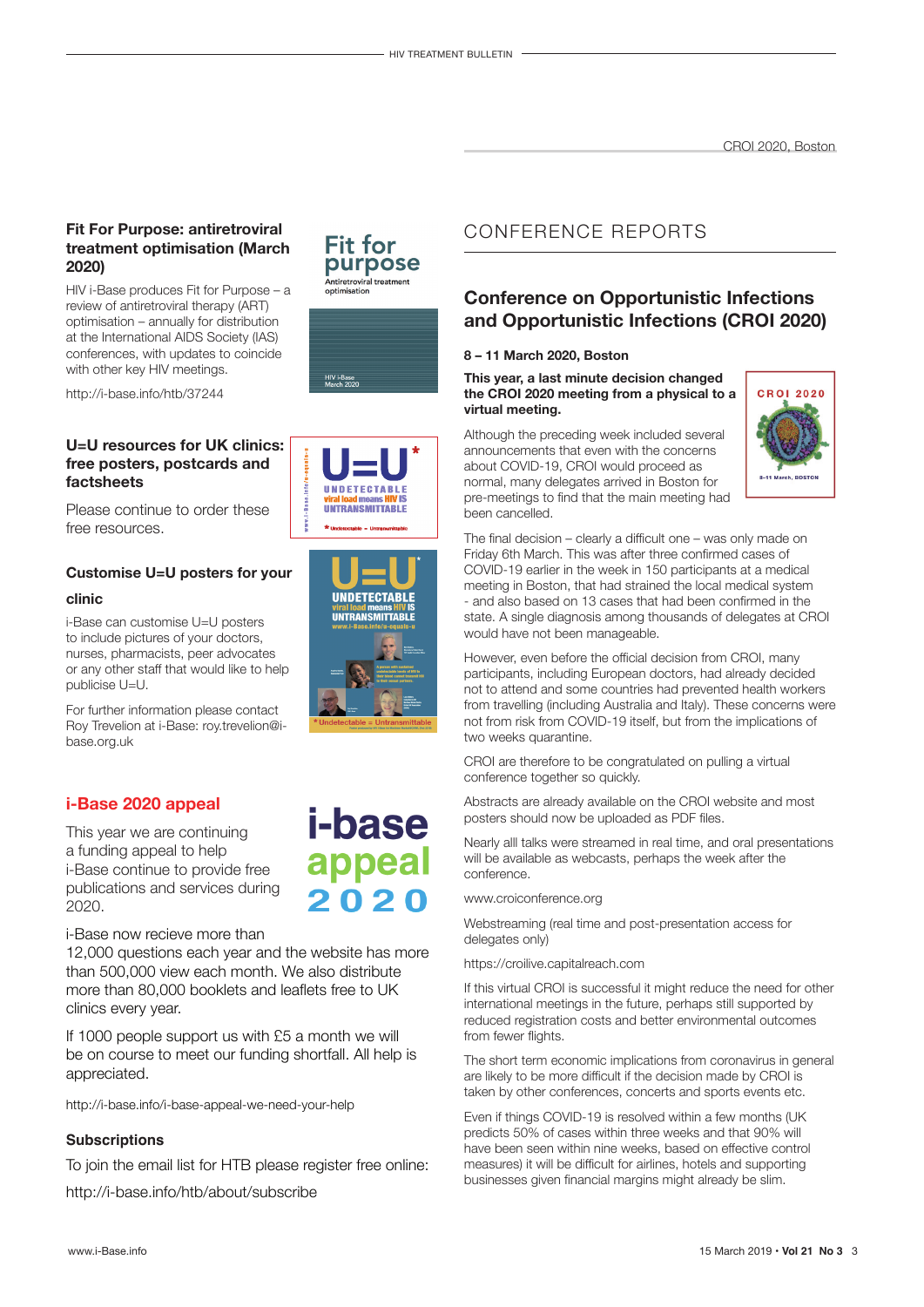## Fit For Purpose: antiretroviral treatment optimisation (March 2020)

HIV i-Base produces Fit for Purpose – a review of antiretroviral therapy (ART) optimisation – annually for distribution at the International AIDS Society (IAS) conferences, with updates to coincide with other key HIV meetings.

http://i-base.info/htb/37244

## U=U resources for UK clinics: free posters, postcards and factsheets

Please continue to order these free resources.

### Customise U=U posters for your clinic

i-Base can customise U=U posters to include pictures of your doctors, nurses, pharmacists, peer advocates or any other staff that would like to help publicise U=U.

For further information please contact Roy Trevelion at i-Base: roy.trevelion@i-base.org.uk

## i-Base 2020 appeal

This year we are continuing a funding appeal to help i-Base continue to provide free publications and services during 2020.

i-Base now recieve more than 12,000 questions each year and the website has more than 500,000 view each month. We also distribute more than 80,000 booklets and leaflets free to UK clinics every year.

If 1000 people support us with £5 a month we will be on course to meet our funding shortfall. All help is appreciated.

http://i-base.info/i-base-appeal-we-need-your-help

### Subscriptions

To join the email list for HTB please register free online:

http://i-base.info/htb/about/subscribe

# CONFERENCE REPORTS

## Conference on Opportunistic Infections and Opportunistic Infections (CROI 2020)

**8 – 11 March 2020, Boston**

**This year, a last minute decision changed the CROI 2020 meeting from a physical to a virtual meeting.**

Although the preceding week included several announcements that even with the concerns about COVID-19, CROI would proceed as normal, many delegates arrived in Boston for pre-meetings to find that the main meeting had been cancelled.

The final decision – clearly a difficult one – was only made on Friday 6th March. This was after three confirmed cases of COVID-19 earlier in the week in 150 participants at a medical meeting in Boston, that had strained the local medical system - and also based on 13 cases that had been confirmed in the state. A single diagnosis among thousands of delegates at CROI would have not been manageable.

However, even before the official decision from CROI, many participants, including European doctors, had already decided not to attend and some countries had prevented health workers from travelling (including Australia and Italy). These concerns were not from risk from COVID-19 itself, but from the implications of two weeks quarantine.

CROI are therefore to be congratulated on pulling a virtual conference together so quickly.

Abstracts are already available on the CROI website and most posters should now be uploaded as PDF files.

Nearly alll talks were streamed in real time, and oral presentations will be available as webcasts, perhaps the week after the conference.

www.croiconference.org

Webstreaming (real time and post-presentation access for delegates only)

https://croilive.capitalreach.com

If this virtual CROI is successful it might reduce the need for other international meetings in the future, perhaps still supported by reduced registration costs and better environmental outcomes from fewer flights.

The short term economic implications from coronavirus in general are likely to be more difficult if the decision made by CROI is taken by other conferences, concerts and sports events etc.

Even if things COVID-19 is resolved within a few months (UK predicts 50% of cases within three weeks and that 90% will have been seen within nine weeks, based on effective control measures) it will be difficult for airlines, hotels and supporting businesses given financial margins might already be slim.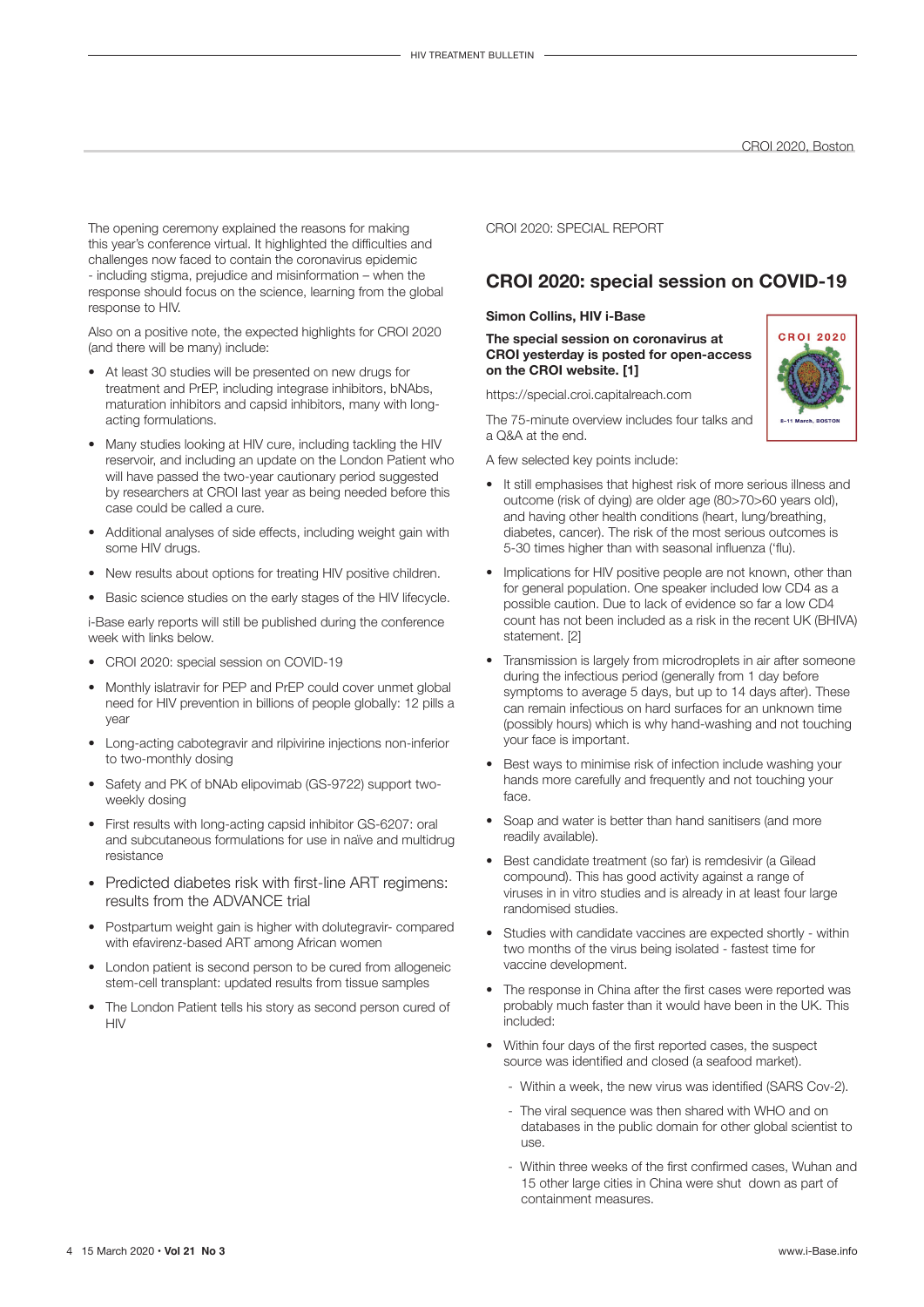The opening ceremony explained the reasons for making this year's conference virtual. It highlighted the difficulties and challenges now faced to contain the coronavirus epidemic - including stigma, prejudice and misinformation – when the response should focus on the science, learning from the global response to HIV.

Also on a positive note, the expected highlights for CROI 2020 (and there will be many) include:

- At least 30 studies will be presented on new drugs for treatment and PrEP, including integrase inhibitors, bNAbs, maturation inhibitors and capsid inhibitors, many with long-acting formulations.
- Many studies looking at HIV cure, including tackling the HIV reservoir, and including an update on the London Patient who will have passed the two-year cautionary period suggested by researchers at CROI last year as being needed before this case could be called a cure.
- Additional analyses of side effects, including weight gain with some HIV drugs.
- New results about options for treating HIV positive children.
- Basic science studies on the early stages of the HIV lifecycle.

i-Base early reports will still be published during the conference week with links below.

- CROI 2020: special session on COVID-19
- Monthly islatravir for PEP and PrEP could cover unmet global need for HIV prevention in billions of people globally: 12 pills a year
- Long-acting cabotegravir and rilpivirine injections non-inferior to two-monthly dosing
- Safety and PK of bNAb elipovimab (GS-9722) support two-weekly dosing
- First results with long-acting capsid inhibitor GS-6207: oral and subcutaneous formulations for use in naïve and multidrug resistance
- Predicted diabetes risk with first-line ART regimens: results from the ADVANCE trial
- Postpartum weight gain is higher with dolutegravir- compared with efavirenz-based ART among African women
- London patient is second person to be cured from allogeneic stem-cell transplant: updated results from tissue samples
- The London Patient tells his story as second person cured of HIV

CROI 2020: SPECIAL REPORT

## CROI 2020: special session on COVID-19

**Simon Collins, HIV i-Base**

**The special session on coronavirus at CROI yesterday is posted for open-access on the CROI website. [1]**

https://special.croi.capitalreach.com

The 75-minute overview includes four talks and a Q&A at the end.

A few selected key points include:

- It still emphasises that highest risk of more serious illness and outcome (risk of dying) are older age (80>70>60 years old), and having other health conditions (heart, lung/breathing, diabetes, cancer). The risk of the most serious outcomes is 5-30 times higher than with seasonal influenza ('flu).
- Implications for HIV positive people are not known, other than for general population. One speaker included low CD4 as a possible caution. Due to lack of evidence so far a low CD4 count has not been included as a risk in the recent UK (BHIVA) statement. [2]
- Transmission is largely from microdroplets in air after someone during the infectious period (generally from 1 day before symptoms to average 5 days, but up to 14 days after). These can remain infectious on hard surfaces for an unknown time (possibly hours) which is why hand-washing and not touching your face is important.
- Best ways to minimise risk of infection include washing your hands more carefully and frequently and not touching your face.
- Soap and water is better than hand sanitisers (and more readily available).
- Best candidate treatment (so far) is remdesivir (a Gilead compound). This has good activity against a range of viruses in in vitro studies and is already in at least four large randomised studies.
- Studies with candidate vaccines are expected shortly - within two months of the virus being isolated - fastest time for vaccine development.
- The response in China after the first cases were reported was probably much faster than it would have been in the UK. This included:
- Within four days of the first reported cases, the suspect source was identified and closed (a seafood market).
  - Within a week, the new virus was identified (SARS Cov-2).
  - The viral sequence was then shared with WHO and on databases in the public domain for other global scientist to use.
  - Within three weeks of the first confirmed cases, Wuhan and 15 other large cities in China were shut down as part of containment measures.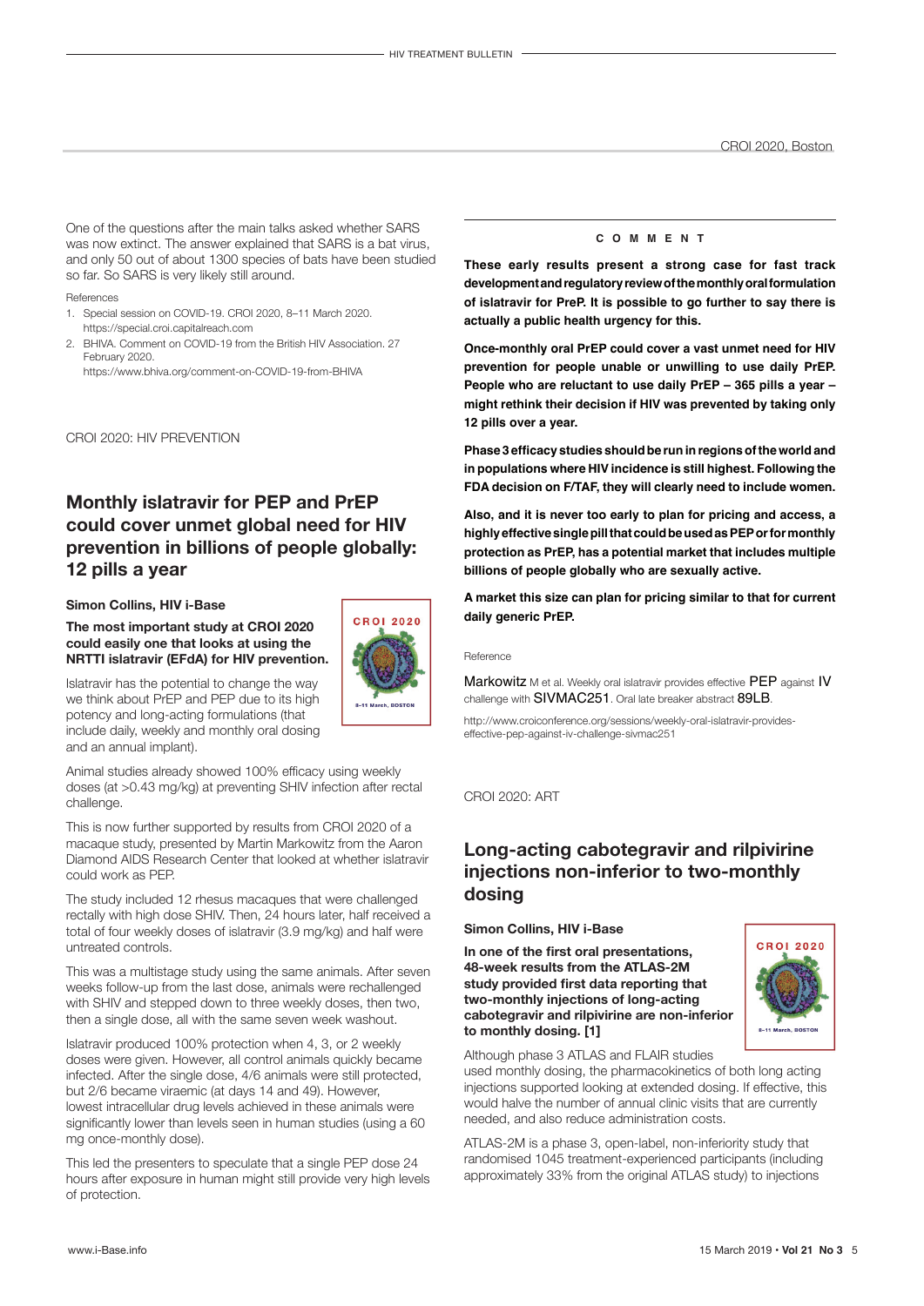One of the questions after the main talks asked whether SARS was now extinct. The answer explained that SARS is a bat virus, and only 50 out of about 1300 species of bats have been studied so far. So SARS is very likely still around.

References

1. Special session on COVID-19. CROI 2020, 8–11 March 2020. https://special.croi.capitalreach.com
2. BHIVA. Comment on COVID-19 from the British HIV Association. 27 February 2020. https://www.bhiva.org/comment-on-COVID-19-from-BHIVA

CROI 2020: HIV PREVENTION

## Monthly islatravir for PEP and PrEP could cover unmet global need for HIV prevention in billions of people globally: 12 pills a year

**Simon Collins, HIV i-Base**

**The most important study at CROI 2020 could easily one that looks at using the NRTTI islatravir (EFdA) for HIV prevention.**

Islatravir has the potential to change the way we think about PrEP and PEP due to its high potency and long-acting formulations (that include daily, weekly and monthly oral dosing and an annual implant).

Animal studies already showed 100% efficacy using weekly doses (at >0.43 mg/kg) at preventing SHIV infection after rectal challenge.

This is now further supported by results from CROI 2020 of a macaque study, presented by Martin Markowitz from the Aaron Diamond AIDS Research Center that looked at whether islatravir could work as PEP.

The study included 12 rhesus macaques that were challenged rectally with high dose SHIV. Then, 24 hours later, half received a total of four weekly doses of islatravir (3.9 mg/kg) and half were untreated controls.

This was a multistage study using the same animals. After seven weeks follow-up from the last dose, animals were rechallenged with SHIV and stepped down to three weekly doses, then two, then a single dose, all with the same seven week washout.

Islatravir produced 100% protection when 4, 3, or 2 weekly doses were given. However, all control animals quickly became infected. After the single dose, 4/6 animals were still protected, but 2/6 became viraemic (at days 14 and 49). However, lowest intracellular drug levels achieved in these animals were significantly lower than levels seen in human studies (using a 60 mg once-monthly dose).

This led the presenters to speculate that a single PEP dose 24 hours after exposure in human might still provide very high levels of protection.

### COMMENT

**These early results present a strong case for fast track development and regulatory review of the monthly oral formulation of islatravir for PreP. It is possible to go further to say there is actually a public health urgency for this.**

**Once-monthly oral PrEP could cover a vast unmet need for HIV prevention for people unable or unwilling to use daily PrEP. People who are reluctant to use daily PrEP – 365 pills a year – might rethink their decision if HIV was prevented by taking only 12 pills over a year.**

**Phase 3 efficacy studies should be run in regions of the world and in populations where HIV incidence is still highest. Following the FDA decision on F/TAF, they will clearly need to include women.**

**Also, and it is never too early to plan for pricing and access, a highly effective single pill that could be used as PEP or for monthly protection as PrEP, has a potential market that includes multiple billions of people globally who are sexually active.**

**A market this size can plan for pricing similar to that for current daily generic PrEP.**

Reference

Markowitz M et al. Weekly oral islatravir provides effective PEP against IV challenge with SIVMAC251. Oral late breaker abstract 89LB.

http://www.croiconference.org/sessions/weekly-oral-islatravir-provides-effective-pep-against-iv-challenge-sivmac251

CROI 2020: ART

## Long-acting cabotegravir and rilpivirine injections non-inferior to two-monthly dosing

**Simon Collins, HIV i-Base**

**In one of the first oral presentations, 48-week results from the ATLAS-2M study provided first data reporting that two-monthly injections of long-acting cabotegravir and rilpivirine are non-inferior to monthly dosing. [1]**

Although phase 3 ATLAS and FLAIR studies used monthly dosing, the pharmacokinetics of both long acting injections supported looking at extended dosing. If effective, this would halve the number of annual clinic visits that are currently needed, and also reduce administration costs.

ATLAS-2M is a phase 3, open-label, non-inferiority study that randomised 1045 treatment-experienced participants (including approximately 33% from the original ATLAS study) to injections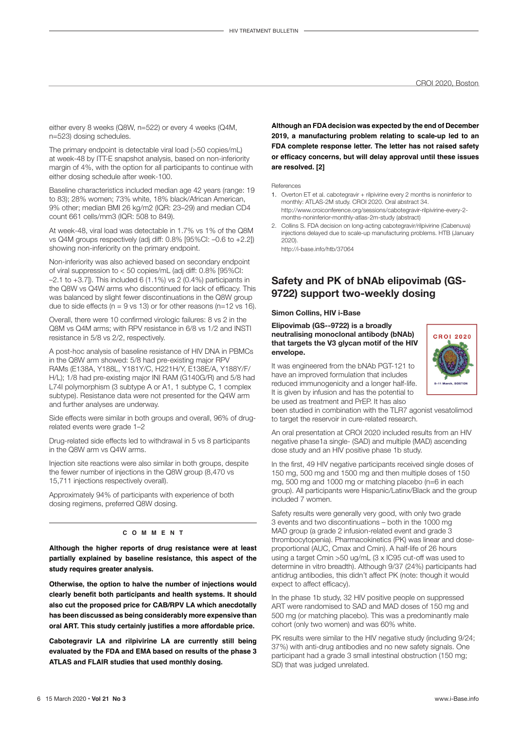either every 8 weeks (Q8W, n=522) or every 4 weeks (Q4M, n=523) dosing schedules.

The primary endpoint is detectable viral load (>50 copies/mL) at week-48 by ITT-E snapshot analysis, based on non-inferiority margin of 4%, with the option for all participants to continue with either dosing schedule after week-100.

Baseline characteristics included median age 42 years (range: 19 to 83); 28% women; 73% white, 18% black/African American, 9% other; median BMI 26 kg/m2 (IQR: 23–29) and median CD4 count 661 cells/mm3 (IQR: 508 to 849).

At week-48, viral load was detectable in 1.7% vs 1% of the Q8M vs Q4M groups respectively (adj diff: 0.8% [95%CI: –0.6 to +2.2]) showing non-inferiority on the primary endpoint.

Non-inferiority was also achieved based on secondary endpoint of viral suppression to < 50 copies/mL (adj diff: 0.8% [95%CI: –2.1 to +3.7]). This included 6 (1.1%) vs 2 (0.4%) participants in the Q8W vs Q4W arms who discontinued for lack of efficacy. This was balanced by slight fewer discontinuations in the Q8W group due to side effects (n = 9 vs 13) or for other reasons (n=12 vs 16).

Overall, there were 10 confirmed virologic failures: 8 vs 2 in the Q8M vs Q4M arms; with RPV resistance in 6/8 vs 1/2 and INSTI resistance in 5/8 vs 2/2, respectively.

A post-hoc analysis of baseline resistance of HIV DNA in PBMCs in the Q8W arm showed: 5/8 had pre-existing major RPV RAMs (E138A, Y188L, Y181Y/C, H221H/Y, E138E/A, Y188Y/F/H/L); 1/8 had pre-existing major INI RAM (G140G/R) and 5/8 had L74I polymorphism (3 subtype A or A1, 1 subtype C, 1 complex subtype). Resistance data were not presented for the Q4W arm and further analyses are underway.

Side effects were similar in both groups and overall, 96% of drug-related events were grade 1–2

Drug-related side effects led to withdrawal in 5 vs 8 participants in the Q8W arm vs Q4W arms.

Injection site reactions were also similar in both groups, despite the fewer number of injections in the Q8W group (8,470 vs 15,711 injections respectively overall).

Approximately 94% of participants with experience of both dosing regimens, preferred Q8W dosing.

**COMMENT**

**Although the higher reports of drug resistance were at least partially explained by baseline resistance, this aspect of the study requires greater analysis.**

**Otherwise, the option to halve the number of injections would clearly benefit both participants and health systems. It should also cut the proposed price for CAB/RPV LA which anecdotally has been discussed as being considerably more expensive than oral ART. This study certainly justifies a more affordable price.**

**Cabotegravir LA and rilpivirine LA are currently still being evaluated by the FDA and EMA based on results of the phase 3 ATLAS and FLAIR studies that used monthly dosing.**

**Although an FDA decision was expected by the end of December 2019, a manufacturing problem relating to scale-up led to an FDA complete response letter. The letter has not raised safety or efficacy concerns, but will delay approval until these issues are resolved. [2]**

References

1. Overton ET et al. cabotegravir + rilpivirine every 2 months is noninferior to monthly: ATLAS-2M study. CROI 2020. Oral abstract 34.
   http://www.croiconference.org/sessions/cabotegravir-rilpivirine-every-2-months-noninferior-monthly-atlas-2m-study (abstract)
2. Collins S. FDA decision on long-acting cabotegravir/rilpivirine (Cabenuva) injections delayed due to scale-up manufacturing problems. HTB (January 2020).
   http://i-base.info/htb/37064

## Safety and PK of bNAb elipovimab (GS-9722) support two-weekly dosing

**Simon Collins, HIV i-Base**

**Elipovimab (GS--9722) is a broadly neutralising monoclonal antibody (bNAb) that targets the V3 glycan motif of the HIV envelope.**

It was engineered from the bNAb PGT-121 to have an improved formulation that includes reduced immunogenicity and a longer half-life. It is given by infusion and has the potential to be used as treatment and PrEP. It has also been studied in combination with the TLR7 agonist vesatolimod to target the reservoir in cure-related research.

An oral presentation at CROI 2020 included results from an HIV negative phase1a single- (SAD) and multiple (MAD) ascending dose study and an HIV positive phase 1b study.

In the first, 49 HIV negative participants received single doses of 150 mg, 500 mg and 1500 mg and then multiple doses of 150 mg, 500 mg and 1000 mg or matching placebo (n=6 in each group). All participants were Hispanic/Latinx/Black and the group included 7 women.

Safety results were generally very good, with only two grade 3 events and two discontinuations – both in the 1000 mg MAD group (a grade 2 infusion-related event and grade 3 thrombocytopenia). Pharmacokinetics (PK) was linear and dose-proportional (AUC, Cmax and Cmin). A half-life of 26 hours using a target Cmin >50 ug/mL (3 x IC95 cut-off was used to determine in vitro breadth). Although 9/37 (24%) participants had antidrug antibodies, this didn't affect PK (note: though it would expect to affect efficacy).

In the phase 1b study, 32 HIV positive people on suppressed ART were randomised to SAD and MAD doses of 150 mg and 500 mg and 1000 mg (or matching placebo). This was a predominantly male cohort (only two women) and was 60% white.

PK results were similar to the HIV negative study (including 9/24; 37%) with anti-drug antibodies and no new safety signals. One participant had a grade 3 small intestinal obstruction (150 mg; SD) that was judged unrelated.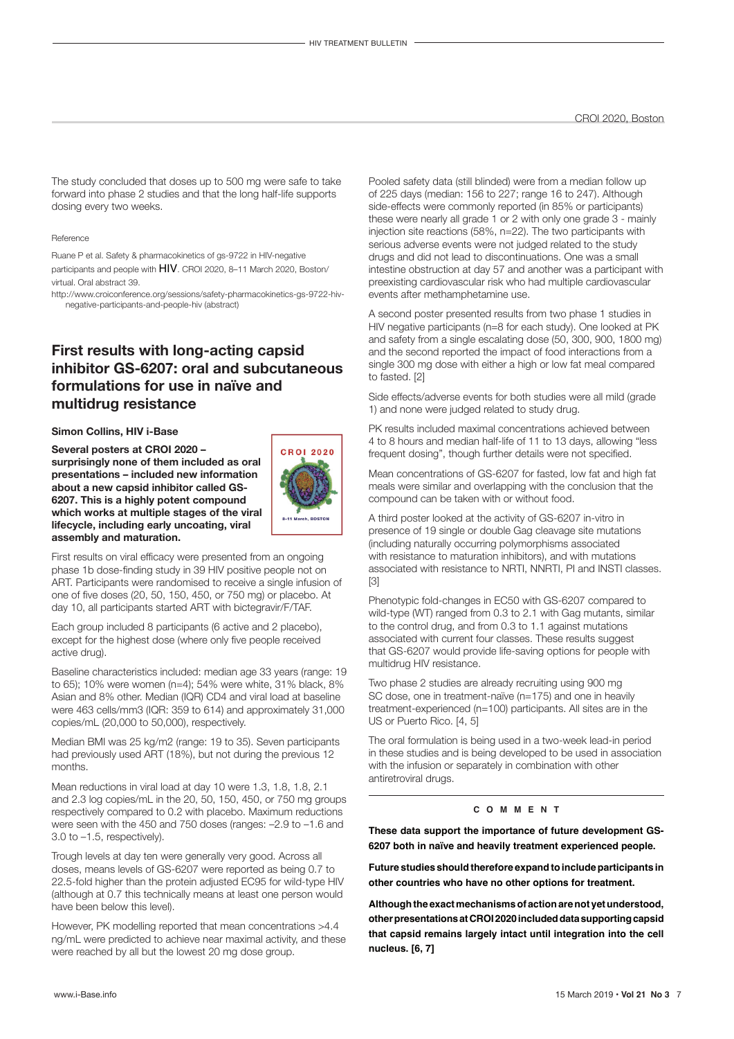The study concluded that doses up to 500 mg were safe to take forward into phase 2 studies and that the long half-life supports dosing every two weeks.

Reference

Ruane P et al. Safety & pharmacokinetics of gs-9722 in HIV-negative participants and people with HIV. CROI 2020, 8–11 March 2020, Boston/virtual. Oral abstract 39.

http://www.croiconference.org/sessions/safety-pharmacokinetics-gs-9722-hiv-negative-participants-and-people-hiv (abstract)

## First results with long-acting capsid inhibitor GS-6207: oral and subcutaneous formulations for use in naïve and multidrug resistance

**Simon Collins, HIV i-Base**

**Several posters at CROI 2020 – surprisingly none of them included as oral presentations – included new information about a new capsid inhibitor called GS-6207. This is a highly potent compound which works at multiple stages of the viral lifecycle, including early uncoating, viral assembly and maturation.**

First results on viral efficacy were presented from an ongoing phase 1b dose-finding study in 39 HIV positive people not on ART. Participants were randomised to receive a single infusion of one of five doses (20, 50, 150, 450, or 750 mg) or placebo. At day 10, all participants started ART with bictegravir/F/TAF.

Each group included 8 participants (6 active and 2 placebo), except for the highest dose (where only five people received active drug).

Baseline characteristics included: median age 33 years (range: 19 to 65); 10% were women (n=4); 54% were white, 31% black, 8% Asian and 8% other. Median (IQR) CD4 and viral load at baseline were 463 cells/mm3 (IQR: 359 to 614) and approximately 31,000 copies/mL (20,000 to 50,000), respectively.

Median BMI was 25 kg/m2 (range: 19 to 35). Seven participants had previously used ART (18%), but not during the previous 12 months.

Mean reductions in viral load at day 10 were 1.3, 1.8, 1.8, 2.1 and 2.3 log copies/mL in the 20, 50, 150, 450, or 750 mg groups respectively compared to 0.2 with placebo. Maximum reductions were seen with the 450 and 750 doses (ranges: –2.9 to –1.6 and 3.0 to –1.5, respectively).

Trough levels at day ten were generally very good. Across all doses, means levels of GS-6207 were reported as being 0.7 to 22.5-fold higher than the protein adjusted EC95 for wild-type HIV (although at 0.7 this technically means at least one person would have been below this level).

However, PK modelling reported that mean concentrations >4.4 ng/mL were predicted to achieve near maximal activity, and these were reached by all but the lowest 20 mg dose group.

Pooled safety data (still blinded) were from a median follow up of 225 days (median: 156 to 227; range 16 to 247). Although side-effects were commonly reported (in 85% or participants) these were nearly all grade 1 or 2 with only one grade 3 - mainly injection site reactions (58%, n=22). The two participants with serious adverse events were not judged related to the study drugs and did not lead to discontinuations. One was a small intestine obstruction at day 57 and another was a participant with preexisting cardiovascular risk who had multiple cardiovascular events after methamphetamine use.

A second poster presented results from two phase 1 studies in HIV negative participants (n=8 for each study). One looked at PK and safety from a single escalating dose (50, 300, 900, 1800 mg) and the second reported the impact of food interactions from a single 300 mg dose with either a high or low fat meal compared to fasted. [2]

Side effects/adverse events for both studies were all mild (grade 1) and none were judged related to study drug.

PK results included maximal concentrations achieved between 4 to 8 hours and median half-life of 11 to 13 days, allowing "less frequent dosing", though further details were not specified.

Mean concentrations of GS-6207 for fasted, low fat and high fat meals were similar and overlapping with the conclusion that the compound can be taken with or without food.

A third poster looked at the activity of GS-6207 in-vitro in presence of 19 single or double Gag cleavage site mutations (including naturally occurring polymorphisms associated with resistance to maturation inhibitors), and with mutations associated with resistance to NRTI, NNRTI, PI and INSTI classes. [3]

Phenotypic fold-changes in EC50 with GS-6207 compared to wild-type (WT) ranged from 0.3 to 2.1 with Gag mutants, similar to the control drug, and from 0.3 to 1.1 against mutations associated with current four classes. These results suggest that GS-6207 would provide life-saving options for people with multidrug HIV resistance.

Two phase 2 studies are already recruiting using 900 mg SC dose, one in treatment-naïve (n=175) and one in heavily treatment-experienced (n=100) participants. All sites are in the US or Puerto Rico. [4, 5]

The oral formulation is being used in a two-week lead-in period in these studies and is being developed to be used in association with the infusion or separately in combination with other antiretroviral drugs.

### COMMENT

**These data support the importance of future development GS-6207 both in naïve and heavily treatment experienced people.**

**Future studies should therefore expand to include participants in other countries who have no other options for treatment.**

**Although the exact mechanisms of action are not yet understood, other presentations at CROI 2020 included data supporting capsid that capsid remains largely intact until integration into the cell nucleus. [6, 7]**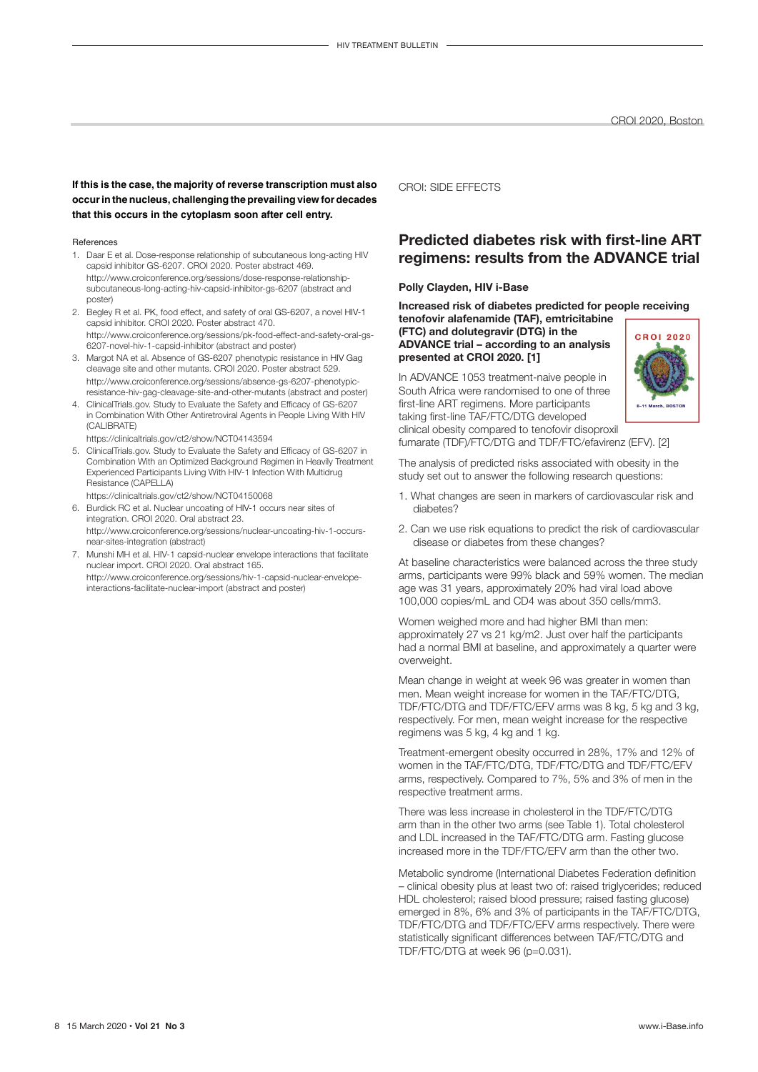**If this is the case, the majority of reverse transcription must also occur in the nucleus, challenging the prevailing view for decades that this occurs in the cytoplasm soon after cell entry.**

References

1. Daar E et al. Dose-response relationship of subcutaneous long-acting HIV capsid inhibitor GS-6207. CROI 2020. Poster abstract 469. http://www.croiconference.org/sessions/dose-response-relationship-subcutaneous-long-acting-hiv-capsid-inhibitor-gs-6207 (abstract and poster)
2. Begley R et al. PK, food effect, and safety of oral GS-6207, a novel HIV-1 capsid inhibitor. CROI 2020. Poster abstract 470. http://www.croiconference.org/sessions/pk-food-effect-and-safety-oral-gs-6207-novel-hiv-1-capsid-inhibitor (abstract and poster)
3. Margot NA et al. Absence of GS-6207 phenotypic resistance in HIV Gag cleavage site and other mutants. CROI 2020. Poster abstract 529. http://www.croiconference.org/sessions/absence-gs-6207-phenotypic-resistance-hiv-gag-cleavage-site-and-other-mutants (abstract and poster)
4. ClinicalTrials.gov. Study to Evaluate the Safety and Efficacy of GS-6207 in Combination With Other Antiretroviral Agents in People Living With HIV (CALIBRATE) https://clinicaltrials.gov/ct2/show/NCT04143594
5. ClinicalTrials.gov. Study to Evaluate the Safety and Efficacy of GS-6207 in Combination With an Optimized Background Regimen in Heavily Treatment Experienced Participants Living With HIV-1 Infection With Multidrug Resistance (CAPELLA) https://clinicaltrials.gov/ct2/show/NCT04150068
6. Burdick RC et al. Nuclear uncoating of HIV-1 occurs near sites of integration. CROI 2020. Oral abstract 23. http://www.croiconference.org/sessions/nuclear-uncoating-hiv-1-occurs-near-sites-integration (abstract)
7. Munshi MH et al. HIV-1 capsid-nuclear envelope interactions that facilitate nuclear import. CROI 2020. Oral abstract 165. http://www.croiconference.org/sessions/hiv-1-capsid-nuclear-envelope-interactions-facilitate-nuclear-import (abstract and poster)

CROI: SIDE EFFECTS

## Predicted diabetes risk with first-line ART regimens: results from the ADVANCE trial

**Polly Clayden, HIV i-Base**

**Increased risk of diabetes predicted for people receiving tenofovir alafenamide (TAF), emtricitabine (FTC) and dolutegravir (DTG) in the ADVANCE trial – according to an analysis presented at CROI 2020. [1]**

In ADVANCE 1053 treatment-naive people in South Africa were randomised to one of three first-line ART regimens. More participants taking first-line TAF/FTC/DTG developed clinical obesity compared to tenofovir disoproxil fumarate (TDF)/FTC/DTG and TDF/FTC/efavirenz (EFV). [2]

The analysis of predicted risks associated with obesity in the study set out to answer the following research questions:

1. What changes are seen in markers of cardiovascular risk and diabetes?
2. Can we use risk equations to predict the risk of cardiovascular disease or diabetes from these changes?

At baseline characteristics were balanced across the three study arms, participants were 99% black and 59% women. The median age was 31 years, approximately 20% had viral load above 100,000 copies/mL and CD4 was about 350 cells/mm3.

Women weighed more and had higher BMI than men: approximately 27 vs 21 kg/m2. Just over half the participants had a normal BMI at baseline, and approximately a quarter were overweight.

Mean change in weight at week 96 was greater in women than men. Mean weight increase for women in the TAF/FTC/DTG, TDF/FTC/DTG and TDF/FTC/EFV arms was 8 kg, 5 kg and 3 kg, respectively. For men, mean weight increase for the respective regimens was 5 kg, 4 kg and 1 kg.

Treatment-emergent obesity occurred in 28%, 17% and 12% of women in the TAF/FTC/DTG, TDF/FTC/DTG and TDF/FTC/EFV arms, respectively. Compared to 7%, 5% and 3% of men in the respective treatment arms.

There was less increase in cholesterol in the TDF/FTC/DTG arm than in the other two arms (see Table 1). Total cholesterol and LDL increased in the TAF/FTC/DTG arm. Fasting glucose increased more in the TDF/FTC/EFV arm than the other two.

Metabolic syndrome (International Diabetes Federation definition – clinical obesity plus at least two of: raised triglycerides; reduced HDL cholesterol; raised blood pressure; raised fasting glucose) emerged in 8%, 6% and 3% of participants in the TAF/FTC/DTG, TDF/FTC/DTG and TDF/FTC/EFV arms respectively. There were statistically significant differences between TAF/FTC/DTG and TDF/FTC/DTG at week 96 (p=0.031).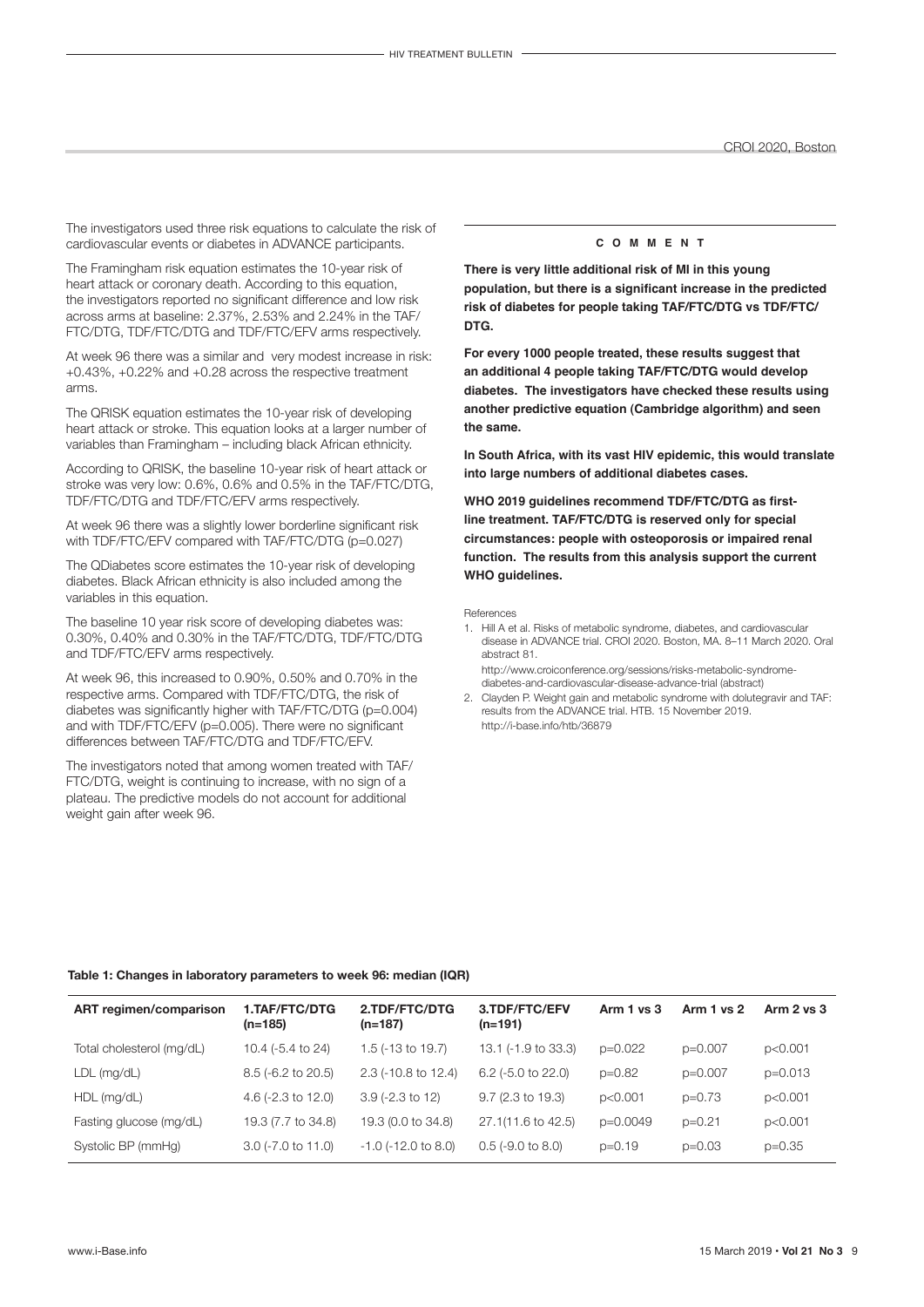The investigators used three risk equations to calculate the risk of cardiovascular events or diabetes in ADVANCE participants.

The Framingham risk equation estimates the 10-year risk of heart attack or coronary death. According to this equation, the investigators reported no significant difference and low risk across arms at baseline: 2.37%, 2.53% and 2.24% in the TAF/FTC/DTG, TDF/FTC/DTG and TDF/FTC/EFV arms respectively.

At week 96 there was a similar and very modest increase in risk: +0.43%, +0.22% and +0.28 across the respective treatment arms.

The QRISK equation estimates the 10-year risk of developing heart attack or stroke. This equation looks at a larger number of variables than Framingham – including black African ethnicity.

According to QRISK, the baseline 10-year risk of heart attack or stroke was very low: 0.6%, 0.6% and 0.5% in the TAF/FTC/DTG, TDF/FTC/DTG and TDF/FTC/EFV arms respectively.

At week 96 there was a slightly lower borderline significant risk with TDF/FTC/EFV compared with TAF/FTC/DTG (p=0.027)

The QDiabetes score estimates the 10-year risk of developing diabetes. Black African ethnicity is also included among the variables in this equation.

The baseline 10 year risk score of developing diabetes was: 0.30%, 0.40% and 0.30% in the TAF/FTC/DTG, TDF/FTC/DTG and TDF/FTC/EFV arms respectively.

At week 96, this increased to 0.90%, 0.50% and 0.70% in the respective arms. Compared with TDF/FTC/DTG, the risk of diabetes was significantly higher with TAF/FTC/DTG (p=0.004) and with TDF/FTC/EFV (p=0.005). There were no significant differences between TAF/FTC/DTG and TDF/FTC/EFV.

The investigators noted that among women treated with TAF/FTC/DTG, weight is continuing to increase, with no sign of a plateau. The predictive models do not account for additional weight gain after week 96.

#### COMMENT

**There is very little additional risk of MI in this young population, but there is a significant increase in the predicted risk of diabetes for people taking TAF/FTC/DTG vs TDF/FTC/DTG.**

**For every 1000 people treated, these results suggest that an additional 4 people taking TAF/FTC/DTG would develop diabetes. The investigators have checked these results using another predictive equation (Cambridge algorithm) and seen the same.**

**In South Africa, with its vast HIV epidemic, this would translate into large numbers of additional diabetes cases.**

**WHO 2019 guidelines recommend TDF/FTC/DTG as first-line treatment. TAF/FTC/DTG is reserved only for special circumstances: people with osteoporosis or impaired renal function. The results from this analysis support the current WHO guidelines.**

References

1. Hill A et al. Risks of metabolic syndrome, diabetes, and cardiovascular disease in ADVANCE trial. CROI 2020. Boston, MA. 8–11 March 2020. Oral abstract 81.
   http://www.croiconference.org/sessions/risks-metabolic-syndrome-diabetes-and-cardiovascular-disease-advance-trial (abstract)
2. Clayden P. Weight gain and metabolic syndrome with dolutegravir and TAF: results from the ADVANCE trial. HTB. 15 November 2019.
   http://i-base.info/htb/36879

**Table 1: Changes in laboratory parameters to week 96: median (IQR)**

| ART regimen/comparison | 1.TAF/FTC/DTG (n=185) | 2.TDF/FTC/DTG (n=187) | 3.TDF/FTC/EFV (n=191) | Arm 1 vs 3 | Arm 1 vs 2 | Arm 2 vs 3 |
|---|---|---|---|---|---|---|
| Total cholesterol (mg/dL) | 10.4 (-5.4 to 24) | 1.5 (-13 to 19.7) | 13.1 (-1.9 to 33.3) | p=0.022 | p=0.007 | p<0.001 |
| LDL (mg/dL) | 8.5 (-6.2 to 20.5) | 2.3 (-10.8 to 12.4) | 6.2 (-5.0 to 22.0) | p=0.82 | p=0.007 | p=0.013 |
| HDL (mg/dL) | 4.6 (-2.3 to 12.0) | 3.9 (-2.3 to 12) | 9.7 (2.3 to 19.3) | p<0.001 | p=0.73 | p<0.001 |
| Fasting glucose (mg/dL) | 19.3 (7.7 to 34.8) | 19.3 (0.0 to 34.8) | 27.1(11.6 to 42.5) | p=0.0049 | p=0.21 | p<0.001 |
| Systolic BP (mmHg) | 3.0 (-7.0 to 11.0) | -1.0 (-12.0 to 8.0) | 0.5 (-9.0 to 8.0) | p=0.19 | p=0.03 | p=0.35 |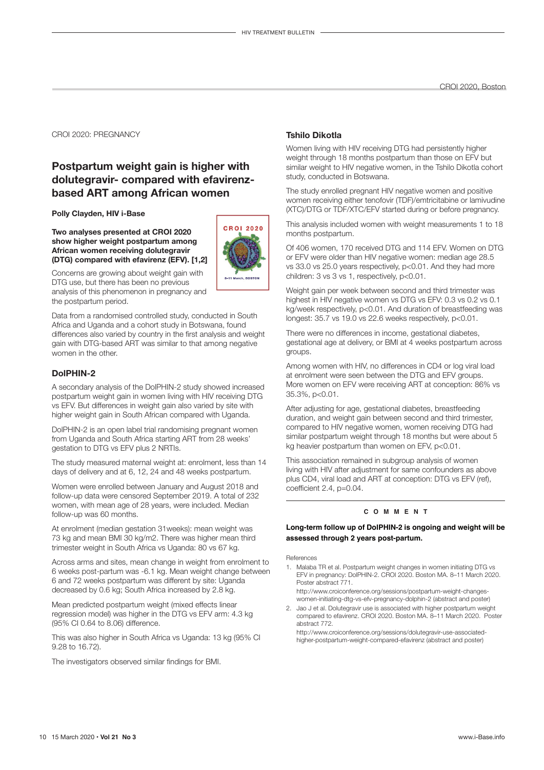CROI 2020: PREGNANCY

## Postpartum weight gain is higher with dolutegravir- compared with efavirenz-based ART among African women

**Polly Clayden, HIV i-Base**

**Two analyses presented at CROI 2020 show higher weight postpartum among African women receiving dolutegravir (DTG) compared with efavirenz (EFV). [1,2]**

Concerns are growing about weight gain with DTG use, but there has been no previous analysis of this phenomenon in pregnancy and the postpartum period.

Data from a randomised controlled study, conducted in South Africa and Uganda and a cohort study in Botswana, found differences also varied by country in the first analysis and weight gain with DTG-based ART was similar to that among negative women in the other.

### DolPHIN-2

A secondary analysis of the DolPHIN-2 study showed increased postpartum weight gain in women living with HIV receiving DTG vs EFV. But differences in weight gain also varied by site with higher weight gain in South African compared with Uganda.

DolPHIN-2 is an open label trial randomising pregnant women from Uganda and South Africa starting ART from 28 weeks' gestation to DTG vs EFV plus 2 NRTIs.

The study measured maternal weight at: enrolment, less than 14 days of delivery and at 6, 12, 24 and 48 weeks postpartum.

Women were enrolled between January and August 2018 and follow-up data were censored September 2019. A total of 232 women, with mean age of 28 years, were included. Median follow-up was 60 months.

At enrolment (median gestation 31weeks): mean weight was 73 kg and mean BMI 30 kg/m2. There was higher mean third trimester weight in South Africa vs Uganda: 80 vs 67 kg.

Across arms and sites, mean change in weight from enrolment to 6 weeks post-partum was -6.1 kg. Mean weight change between 6 and 72 weeks postpartum was different by site: Uganda decreased by 0.6 kg; South Africa increased by 2.8 kg.

Mean predicted postpartum weight (mixed effects linear regression model) was higher in the DTG vs EFV arm: 4.3 kg (95% CI 0.64 to 8.06) difference.

This was also higher in South Africa vs Uganda: 13 kg (95% CI 9.28 to 16.72).

The investigators observed similar findings for BMI.

### Tshilo Dikotla

Women living with HIV receiving DTG had persistently higher weight through 18 months postpartum than those on EFV but similar weight to HIV negative women, in the Tshilo Dikotla cohort study, conducted in Botswana.

The study enrolled pregnant HIV negative women and positive women receiving either tenofovir (TDF)/emtricitabine or lamivudine (XTC)/DTG or TDF/XTC/EFV started during or before pregnancy.

This analysis included women with weight measurements 1 to 18 months postpartum.

Of 406 women, 170 received DTG and 114 EFV. Women on DTG or EFV were older than HIV negative women: median age 28.5 vs 33.0 vs 25.0 years respectively, $p<0.01$. And they had more children: 3 vs 3 vs 1, respectively, $p<0.01$.

Weight gain per week between second and third trimester was highest in HIV negative women vs DTG vs EFV: 0.3 vs 0.2 vs 0.1 kg/week respectively, $p<0.01$. And duration of breastfeeding was longest: 35.7 vs 19.0 vs 22.6 weeks respectively, $p<0.01$.

There were no differences in income, gestational diabetes, gestational age at delivery, or BMI at 4 weeks postpartum across groups.

Among women with HIV, no differences in CD4 or log viral load at enrolment were seen between the DTG and EFV groups. More women on EFV were receiving ART at conception: 86% vs 35.3%, $p<0.01$.

After adjusting for age, gestational diabetes, breastfeeding duration, and weight gain between second and third trimester, compared to HIV negative women, women receiving DTG had similar postpartum weight through 18 months but were about 5 kg heavier postpartum than women on EFV, $p<0.01$.

This association remained in subgroup analysis of women living with HIV after adjustment for same confounders as above plus CD4, viral load and ART at conception: DTG vs EFV (ref), coefficient 2.4, $p=0.04$.

#### COMMENT

**Long-term follow up of DolPHIN-2 is ongoing and weight will be assessed through 2 years post-partum.**

References

1. Malaba TR et al. Postpartum weight changes in women initiating DTG vs EFV in pregnancy: DolPHIN-2. CROI 2020. Boston MA. 8–11 March 2020. Poster abstract 771.
   http://www.croiconference.org/sessions/postpartum-weight-changes-women-initiating-dtg-vs-efv-pregnancy-dolphin-2 (abstract and poster)
2. Jao J et al. Dolutegravir use is associated with higher postpartum weight compared to efavirenz. CROI 2020. Boston MA. 8–11 March 2020. Poster abstract 772.
   http://www.croiconference.org/sessions/dolutegravir-use-associated-higher-postpartum-weight-compared-efavirenz (abstract and poster)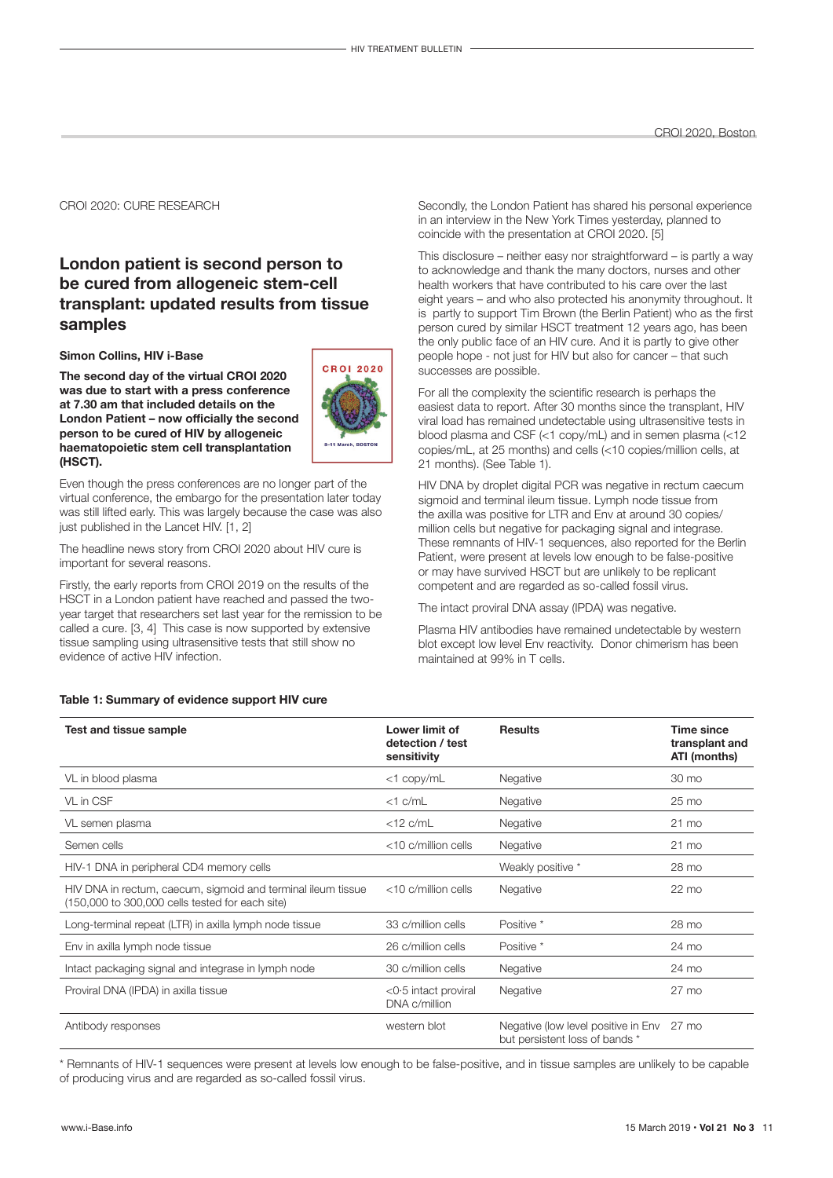CROI 2020: CURE RESEARCH

## London patient is second person to be cured from allogeneic stem-cell transplant: updated results from tissue samples

**Simon Collins, HIV i-Base**

**The second day of the virtual CROI 2020 was due to start with a press conference at 7.30 am that included details on the London Patient – now officially the second person to be cured of HIV by allogeneic haematopoietic stem cell transplantation (HSCT).**

Even though the press conferences are no longer part of the virtual conference, the embargo for the presentation later today was still lifted early. This was largely because the case was also just published in the Lancet HIV. [1, 2]

The headline news story from CROI 2020 about HIV cure is important for several reasons.

Firstly, the early reports from CROI 2019 on the results of the HSCT in a London patient have reached and passed the two-year target that researchers set last year for the remission to be called a cure. [3, 4] This case is now supported by extensive tissue sampling using ultrasensitive tests that still show no evidence of active HIV infection.

Secondly, the London Patient has shared his personal experience in an interview in the New York Times yesterday, planned to coincide with the presentation at CROI 2020. [5]

This disclosure – neither easy nor straightforward – is partly a way to acknowledge and thank the many doctors, nurses and other health workers that have contributed to his care over the last eight years – and who also protected his anonymity throughout. It is partly to support Tim Brown (the Berlin Patient) who as the first person cured by similar HSCT treatment 12 years ago, has been the only public face of an HIV cure. And it is partly to give other people hope - not just for HIV but also for cancer – that such successes are possible.

For all the complexity the scientific research is perhaps the easiest data to report. After 30 months since the transplant, HIV viral load has remained undetectable using ultrasensitive tests in blood plasma and CSF (<1 copy/mL) and in semen plasma (<12 copies/mL, at 25 months) and cells (<10 copies/million cells, at 21 months). (See Table 1).

HIV DNA by droplet digital PCR was negative in rectum caecum sigmoid and terminal ileum tissue. Lymph node tissue from the axilla was positive for LTR and Env at around 30 copies/million cells but negative for packaging signal and integrase. These remnants of HIV-1 sequences, also reported for the Berlin Patient, were present at levels low enough to be false-positive or may have survived HSCT but are unlikely to be replicant competent and are regarded as so-called fossil virus.

The intact proviral DNA assay (IPDA) was negative.

Plasma HIV antibodies have remained undetectable by western blot except low level Env reactivity. Donor chimerism has been maintained at 99% in T cells.

**Table 1: Summary of evidence support HIV cure**

| Test and tissue sample | Lower limit of detection / test sensitivity | Results | Time since transplant and ATI (months) |
|---|---|---|---|
| VL in blood plasma | <1 copy/mL | Negative | 30 mo |
| VL in CSF | <1 c/mL | Negative | 25 mo |
| VL semen plasma | <12 c/mL | Negative | 21 mo |
| Semen cells | <10 c/million cells | Negative | 21 mo |
| HIV-1 DNA in peripheral CD4 memory cells | | Weakly positive * | 28 mo |
| HIV DNA in rectum, caecum, sigmoid and terminal ileum tissue (150,000 to 300,000 cells tested for each site) | <10 c/million cells | Negative | 22 mo |
| Long-terminal repeat (LTR) in axilla lymph node tissue | 33 c/million cells | Positive * | 28 mo |
| Env in axilla lymph node tissue | 26 c/million cells | Positive * | 24 mo |
| Intact packaging signal and integrase in lymph node | 30 c/million cells | Negative | 24 mo |
| Proviral DNA (IPDA) in axilla tissue | <0·5 intact proviral DNA c/million | Negative | 27 mo |
| Antibody responses | western blot | Negative (low level positive in Env but persistent loss of bands * | 27 mo |

* Remnants of HIV-1 sequences were present at levels low enough to be false-positive, and in tissue samples are unlikely to be capable of producing virus and are regarded as so-called fossil virus.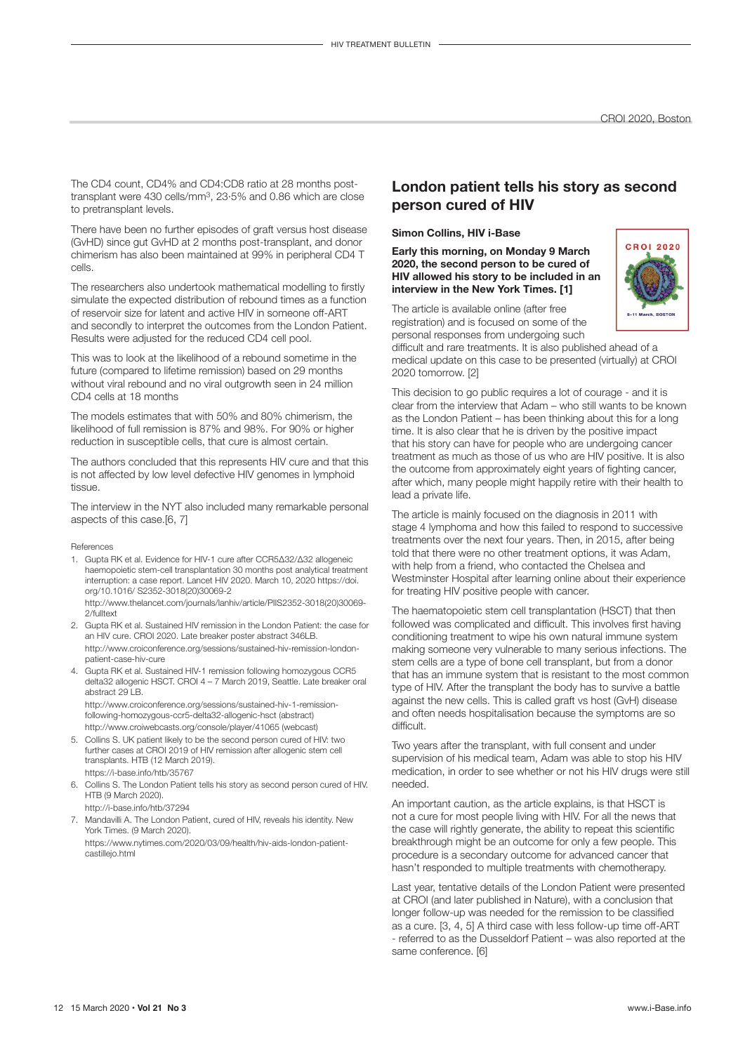The CD4 count, CD4% and CD4:CD8 ratio at 28 months post-transplant were 430 cells/mm$^3$, 23·5% and 0.86 which are close to pretransplant levels.

There have been no further episodes of graft versus host disease (GvHD) since gut GvHD at 2 months post-transplant, and donor chimerism has also been maintained at 99% in peripheral CD4 T cells.

The researchers also undertook mathematical modelling to firstly simulate the expected distribution of rebound times as a function of reservoir size for latent and active HIV in someone off-ART and secondly to interpret the outcomes from the London Patient. Results were adjusted for the reduced CD4 cell pool.

This was to look at the likelihood of a rebound sometime in the future (compared to lifetime remission) based on 29 months without viral rebound and no viral outgrowth seen in 24 million CD4 cells at 18 months

The models estimates that with 50% and 80% chimerism, the likelihood of full remission is 87% and 98%. For 90% or higher reduction in susceptible cells, that cure is almost certain.

The authors concluded that this represents HIV cure and that this is not affected by low level defective HIV genomes in lymphoid tissue.

The interview in the NYT also included many remarkable personal aspects of this case.[6, 7]

References

1. Gupta RK et al. Evidence for HIV-1 cure after CCR5Δ32/Δ32 allogeneic haemopoietic stem-cell transplantation 30 months post analytical treatment interruption: a case report. Lancet HIV 2020. March 10, 2020 https://doi.org/10.1016/ S2352-3018(20)30069-2
http://www.thelancet.com/journals/lanhiv/article/PIIS2352-3018(20)30069-2/fulltext
2. Gupta RK et al. Sustained HIV remission in the London Patient: the case for an HIV cure. CROI 2020. Late breaker poster abstract 346LB.
http://www.croiconference.org/sessions/sustained-hiv-remission-london-patient-case-hiv-cure
4. Gupta RK et al. Sustained HIV-1 remission following homozygous CCR5 delta32 allogenic HSCT. CROI 4 – 7 March 2019, Seattle. Late breaker oral abstract 29 LB.
http://www.croiconference.org/sessions/sustained-hiv-1-remission-following-homozygous-ccr5-delta32-allogenic-hsct (abstract)
http://www.croiwebcasts.org/console/player/41065 (webcast)
5. Collins S. UK patient likely to be the second person cured of HIV: two further cases at CROI 2019 of HIV remission after allogenic stem cell transplants. HTB (12 March 2019).
https://i-base.info/htb/35767
6. Collins S. The London Patient tells his story as second person cured of HIV. HTB (9 March 2020).
http://i-base.info/htb/37294
7. Mandavilli A. The London Patient, cured of HIV, reveals his identity. New York Times. (9 March 2020).
https://www.nytimes.com/2020/03/09/health/hiv-aids-london-patient-castillejo.html

## London patient tells his story as second person cured of HIV

**Simon Collins, HIV i-Base**

**Early this morning, on Monday 9 March 2020, the second person to be cured of HIV allowed his story to be included in an interview in the New York Times. [1]**

The article is available online (after free registration) and is focused on some of the personal responses from undergoing such difficult and rare treatments. It is also published ahead of a medical update on this case to be presented (virtually) at CROI 2020 tomorrow. [2]

This decision to go public requires a lot of courage - and it is clear from the interview that Adam – who still wants to be known as the London Patient – has been thinking about this for a long time. It is also clear that he is driven by the positive impact that his story can have for people who are undergoing cancer treatment as much as those of us who are HIV positive. It is also the outcome from approximately eight years of fighting cancer, after which, many people might happily retire with their health to lead a private life.

The article is mainly focused on the diagnosis in 2011 with stage 4 lymphoma and how this failed to respond to successive treatments over the next four years. Then, in 2015, after being told that there were no other treatment options, it was Adam, with help from a friend, who contacted the Chelsea and Westminster Hospital after learning online about their experience for treating HIV positive people with cancer.

The haematopoietic stem cell transplantation (HSCT) that then followed was complicated and difficult. This involves first having conditioning treatment to wipe his own natural immune system making someone very vulnerable to many serious infections. The stem cells are a type of bone cell transplant, but from a donor that has an immune system that is resistant to the most common type of HIV. After the transplant the body has to survive a battle against the new cells. This is called graft vs host (GvH) disease and often needs hospitalisation because the symptoms are so difficult.

Two years after the transplant, with full consent and under supervision of his medical team, Adam was able to stop his HIV medication, in order to see whether or not his HIV drugs were still needed.

An important caution, as the article explains, is that HSCT is not a cure for most people living with HIV. For all the news that the case will rightly generate, the ability to repeat this scientific breakthrough might be an outcome for only a few people. This procedure is a secondary outcome for advanced cancer that hasn't responded to multiple treatments with chemotherapy.

Last year, tentative details of the London Patient were presented at CROI (and later published in Nature), with a conclusion that longer follow-up was needed for the remission to be classified as a cure. [3, 4, 5] A third case with less follow-up time off-ART - referred to as the Dusseldorf Patient – was also reported at the same conference. [6]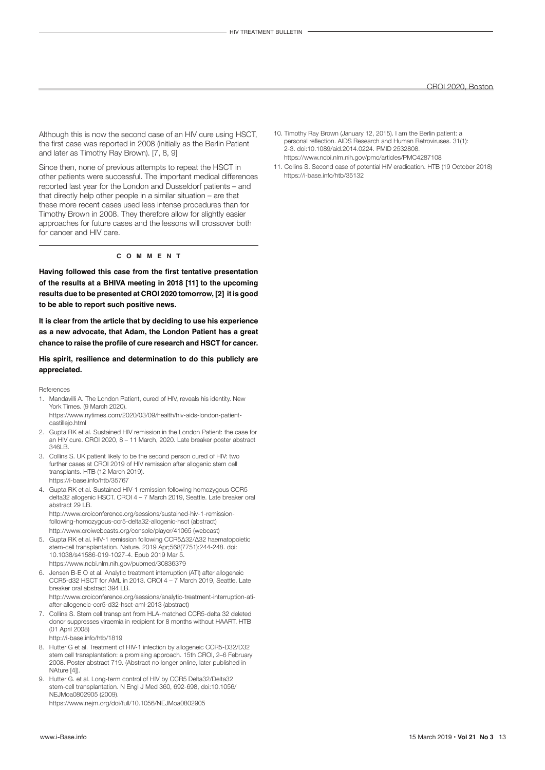Although this is now the second case of an HIV cure using HSCT, the first case was reported in 2008 (initially as the Berlin Patient and later as Timothy Ray Brown). [7, 8, 9]

Since then, none of previous attempts to repeat the HSCT in other patients were successful. The important medical differences reported last year for the London and Dusseldorf patients – and that directly help other people in a similar situation – are that these more recent cases used less intense procedures than for Timothy Brown in 2008. They therefore allow for slightly easier approaches for future cases and the lessons will crossover both for cancer and HIV care.

**COMMENT**

**Having followed this case from the first tentative presentation of the results at a BHIVA meeting in 2018 [11] to the upcoming results due to be presented at CROI 2020 tomorrow, [2] it is good to be able to report such positive news.**

**It is clear from the article that by deciding to use his experience as a new advocate, that Adam, the London Patient has a great chance to raise the profile of cure research and HSCT for cancer.**

**His spirit, resilience and determination to do this publicly are appreciated.**

References

1. Mandavilli A. The London Patient, cured of HIV, reveals his identity. New York Times. (9 March 2020).
   https://www.nytimes.com/2020/03/09/health/hiv-aids-london-patient-castillejo.html
2. Gupta RK et al. Sustained HIV remission in the London Patient: the case for an HIV cure. CROI 2020, 8 – 11 March, 2020. Late breaker poster abstract 346LB.
3. Collins S. UK patient likely to be the second person cured of HIV: two further cases at CROI 2019 of HIV remission after allogenic stem cell transplants. HTB (12 March 2019).
   https://i-base.info/htb/35767
4. Gupta RK et al. Sustained HIV-1 remission following homozygous CCR5 delta32 allogenic HSCT. CROI 4 – 7 March 2019, Seattle. Late breaker oral abstract 29 LB.
   http://www.croiconference.org/sessions/sustained-hiv-1-remission-following-homozygous-ccr5-delta32-allogenic-hsct (abstract)
   http://www.croiwebcasts.org/console/player/41065 (webcast)
5. Gupta RK et al. HIV-1 remission following CCR5Δ32/Δ32 haematopoietic stem-cell transplantation. Nature. 2019 Apr;568(7751):244-248. doi: 10.1038/s41586-019-1027-4. Epub 2019 Mar 5.
   https://www.ncbi.nlm.nih.gov/pubmed/30836379
6. Jensen B-E O et al. Analytic treatment interruption (ATI) after allogeneic CCR5-d32 HSCT for AML in 2013. CROI 4 – 7 March 2019, Seattle. Late breaker oral abstract 394 LB.
   http://www.croiconference.org/sessions/analytic-treatment-interruption-ati-after-allogeneic-ccr5-d32-hsct-aml-2013 (abstract)
7. Collins S. Stem cell transplant from HLA-matched CCR5-delta 32 deleted donor suppresses viraemia in recipient for 8 months without HAART. HTB (01 April 2008)
   http://i-base.info/htb/1819
8. Hutter G et al. Treatment of HIV-1 infection by allogeneic CCR5-D32/D32 stem cell transplantation: a promising approach. 15th CROI, 2–6 February 2008. Poster abstract 719. (Abstract no longer online, later published in NAture [4]).
9. Hutter G. et al. Long-term control of HIV by CCR5 Delta32/Delta32 stem-cell transplantation. N Engl J Med 360, 692-698, doi:10.1056/NEJMoa0802905 (2009).
   https://www.nejm.org/doi/full/10.1056/NEJMoa0802905
10. Timothy Ray Brown (January 12, 2015). I am the Berlin patient: a personal reflection. AIDS Research and Human Retroviruses. 31(1): 2-3. doi:10.1089/aid.2014.0224. PMID 2532808.
    https://www.ncbi.nlm.nih.gov/pmc/articles/PMC4287108
11. Collins S. Second case of potential HIV eradication. HTB (19 October 2018)
    https://i-base.info/htb/35132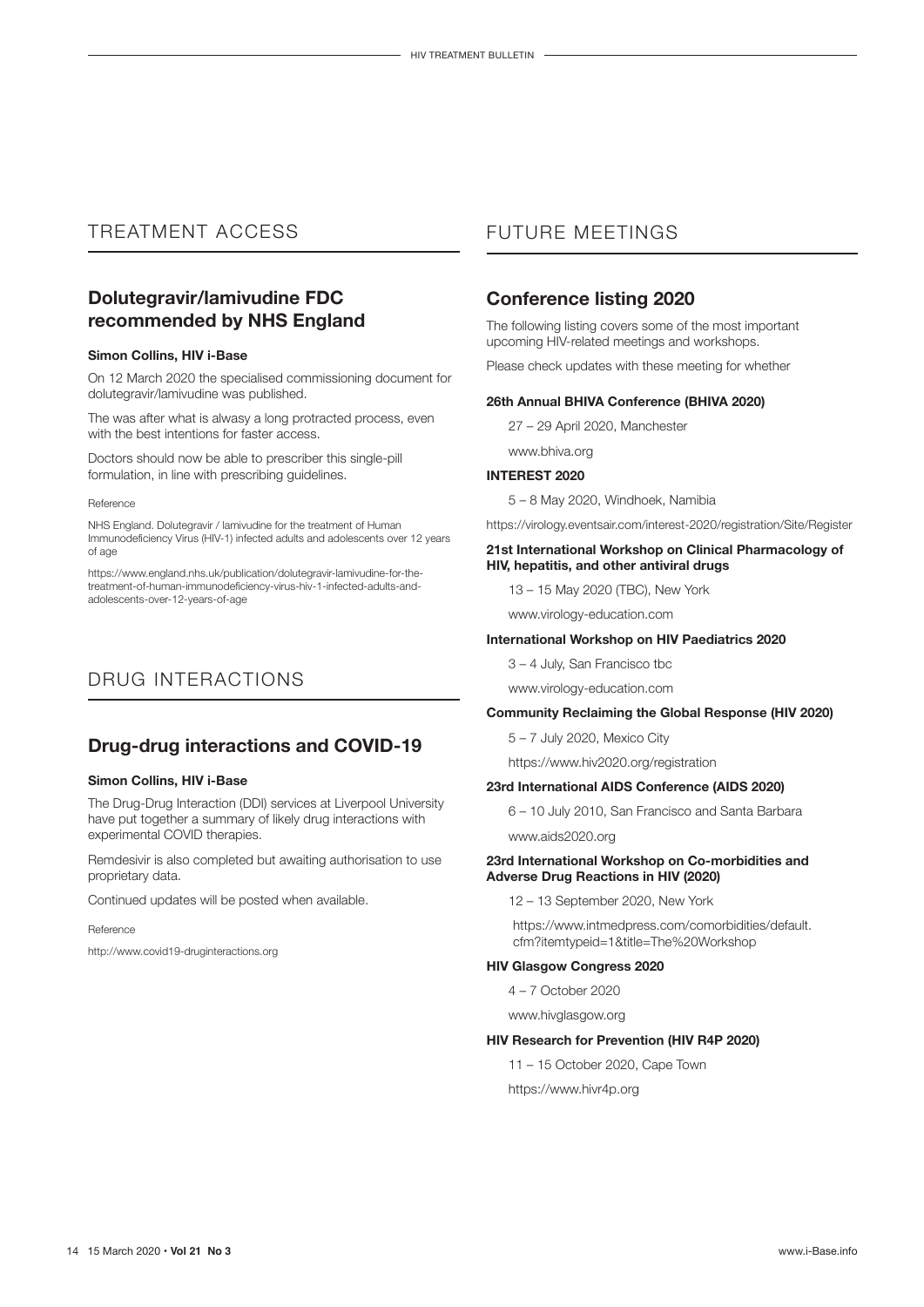# TREATMENT ACCESS

## Dolutegravir/lamivudine FDC recommended by NHS England

**Simon Collins, HIV i-Base**

On 12 March 2020 the specialised commissioning document for dolutegravir/lamivudine was published.

The was after what is alwasy a long protracted process, even with the best intentions for faster access.

Doctors should now be able to prescriber this single-pill formulation, in line with prescribing guidelines.

Reference

NHS England. Dolutegravir / lamivudine for the treatment of Human Immunodeficiency Virus (HIV-1) infected adults and adolescents over 12 years of age

https://www.england.nhs.uk/publication/dolutegravir-lamivudine-for-the-treatment-of-human-immunodeficiency-virus-hiv-1-infected-adults-and-adolescents-over-12-years-of-age

# DRUG INTERACTIONS

## Drug-drug interactions and COVID-19

**Simon Collins, HIV i-Base**

The Drug-Drug Interaction (DDI) services at Liverpool University have put together a summary of likely drug interactions with experimental COVID therapies.

Remdesivir is also completed but awaiting authorisation to use proprietary data.

Continued updates will be posted when available.

Reference

http://www.covid19-druginteractions.org

# FUTURE MEETINGS

## Conference listing 2020

The following listing covers some of the most important upcoming HIV-related meetings and workshops.

Please check updates with these meeting for whether

**26th Annual BHIVA Conference (BHIVA 2020)**

27 – 29 April 2020, Manchester

www.bhiva.org

**INTEREST 2020**

5 – 8 May 2020, Windhoek, Namibia

https://virology.eventsair.com/interest-2020/registration/Site/Register

**21st International Workshop on Clinical Pharmacology of HIV, hepatitis, and other antiviral drugs**

13 – 15 May 2020 (TBC), New York

www.virology-education.com

**International Workshop on HIV Paediatrics 2020**

3 – 4 July, San Francisco tbc

www.virology-education.com

**Community Reclaiming the Global Response (HIV 2020)**

5 – 7 July 2020, Mexico City

https://www.hiv2020.org/registration

**23rd International AIDS Conference (AIDS 2020)**

6 – 10 July 2010, San Francisco and Santa Barbara

www.aids2020.org

**23rd International Workshop on Co-morbidities and Adverse Drug Reactions in HIV (2020)**

12 – 13 September 2020, New York

https://www.intmedpress.com/comorbidities/default.cfm?itemtypeid=1&title=The%20Workshop

**HIV Glasgow Congress 2020**

4 – 7 October 2020

www.hivglasgow.org

**HIV Research for Prevention (HIV R4P 2020)**

11 – 15 October 2020, Cape Town

https://www.hivr4p.org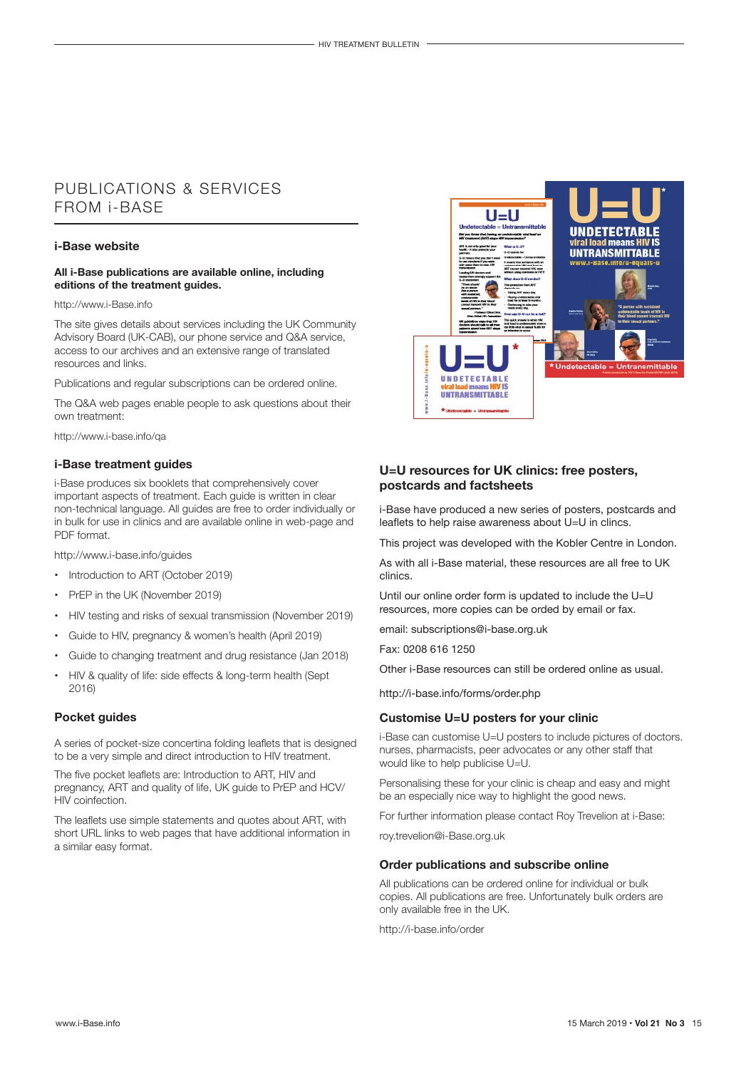# PUBLICATIONS & SERVICES FROM i-BASE

### i-Base website

**All i-Base publications are available online, including editions of the treatment guides.**

http://www.i-Base.info

The site gives details about services including the UK Community Advisory Board (UK-CAB), our phone service and Q&A service, access to our archives and an extensive range of translated resources and links.

Publications and regular subscriptions can be ordered online.

The Q&A web pages enable people to ask questions about their own treatment:

http://www.i-base.info/qa

### i-Base treatment guides

i-Base produces six booklets that comprehensively cover important aspects of treatment. Each guide is written in clear non-technical language. All guides are free to order individually or in bulk for use in clinics and are available online in web-page and PDF format.

http://www.i-base.info/guides

- Introduction to ART (October 2019)
- PrEP in the UK (November 2019)
- HIV testing and risks of sexual transmission (November 2019)
- Guide to HIV, pregnancy & women's health (April 2019)
- Guide to changing treatment and drug resistance (Jan 2018)
- HIV & quality of life: side effects & long-term health (Sept 2016)

### Pocket guides

A series of pocket-size concertina folding leaflets that is designed to be a very simple and direct introduction to HIV treatment.

The five pocket leaflets are: Introduction to ART, HIV and pregnancy, ART and quality of life, UK guide to PrEP and HCV/HIV coinfection.

The leaflets use simple statements and quotes about ART, with short URL links to web pages that have additional information in a similar easy format.

### U=U resources for UK clinics: free posters, postcards and factsheets

i-Base have produced a new series of posters, postcards and leaflets to help raise awareness about U=U in clincs.

This project was developed with the Kobler Centre in London.

As with all i-Base material, these resources are all free to UK clinics.

Until our online order form is updated to include the U=U resources, more copies can be orded by email or fax.

email: subscriptions@i-base.org.uk

Fax: 0208 616 1250

Other i-Base resources can still be ordered online as usual.

http://i-base.info/forms/order.php

### Customise U=U posters for your clinic

i-Base can customise U=U posters to include pictures of doctors. nurses, pharmacists, peer advocates or any other staff that would like to help publicise U=U.

Personalising these for your clinic is cheap and easy and might be an especially nice way to highlight the good news.

For further information please contact Roy Trevelion at i-Base:

roy.trevelion@i-Base.org.uk

### Order publications and subscribe online

All publications can be ordered online for individual or bulk copies. All publications are free. Unfortunately bulk orders are only available free in the UK.

http://i-base.info/order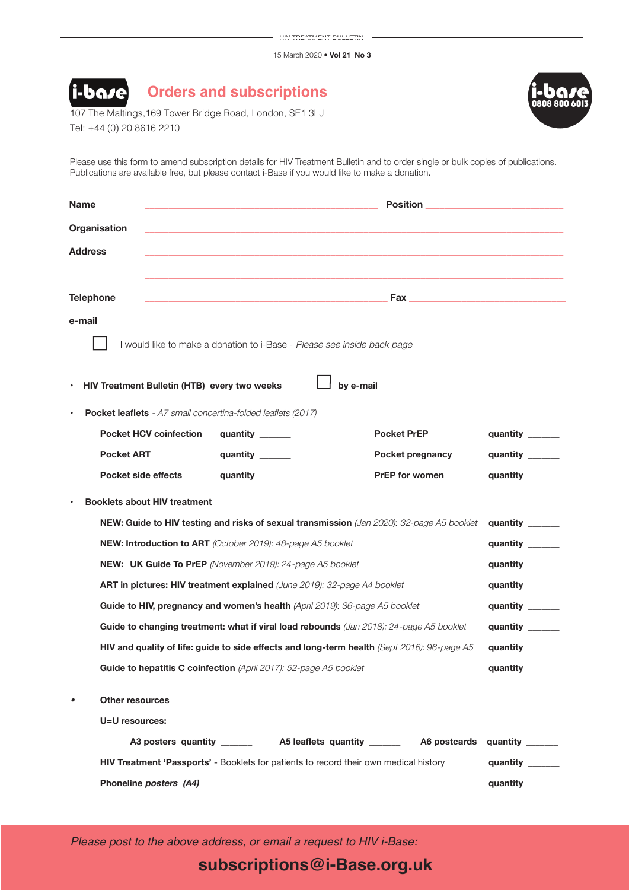# Orders and subscriptions

107 The Maltings,169 Tower Bridge Road, London, SE1 3LJ
Tel: +44 (0) 20 8616 2210

Please use this form to amend subscription details for HIV Treatment Bulletin and to order single or bulk copies of publications. Publications are available free, but please contact i-Base if you would like to make a donation.

**Name** ______________________ **Position** ______________________

**Organisation** ______________________

**Address** ______________________

______________________

**Telephone** ______________________ **Fax** ______________________

**e-mail** ______________________

☐ I would like to make a donation to i-Base - *Please see inside back page*

- **HIV Treatment Bulletin (HTB) every two weeks** ☐ **by e-mail**

- **Pocket leaflets** - *A7 small concertina-folded leaflets (2017)*

  **Pocket HCV coinfection** quantity ______ **Pocket PrEP** quantity ______

  **Pocket ART** quantity ______ **Pocket pregnancy** quantity ______

  **Pocket side effects** quantity ______ **PrEP for women** quantity ______

- **Booklets about HIV treatment**

  **NEW: Guide to HIV testing and risks of sexual transmission** *(Jan 2020): 32-page A5 booklet* quantity ______

  **NEW: Introduction to ART** *(October 2019): 48-page A5 booklet* quantity ______

  **NEW: UK Guide To PrEP** *(November 2019): 24-page A5 booklet* quantity ______

  **ART in pictures: HIV treatment explained** *(June 2019): 32-page A4 booklet* quantity ______

  **Guide to HIV, pregnancy and women's health** *(April 2019): 36-page A5 booklet* quantity ______

  **Guide to changing treatment: what if viral load rebounds** *(Jan 2018): 24-page A5 booklet* quantity ______

  **HIV and quality of life: guide to side effects and long-term health** *(Sept 2016): 96-page A5* quantity ______

  **Guide to hepatitis C coinfection** *(April 2017): 52-page A5 booklet* quantity ______

- **Other resources**

  **U=U resources:**

  **A3 posters quantity** ______ **A5 leaflets quantity** ______ **A6 postcards quantity** ______

  **HIV Treatment 'Passports'** - Booklets for patients to record their own medical history quantity ______

  **Phoneline** ***posters*** ***(A4)*** quantity ______

*Please post to the above address, or email a request to HIV i-Base:*

**subscriptions@i-Base.org.uk**